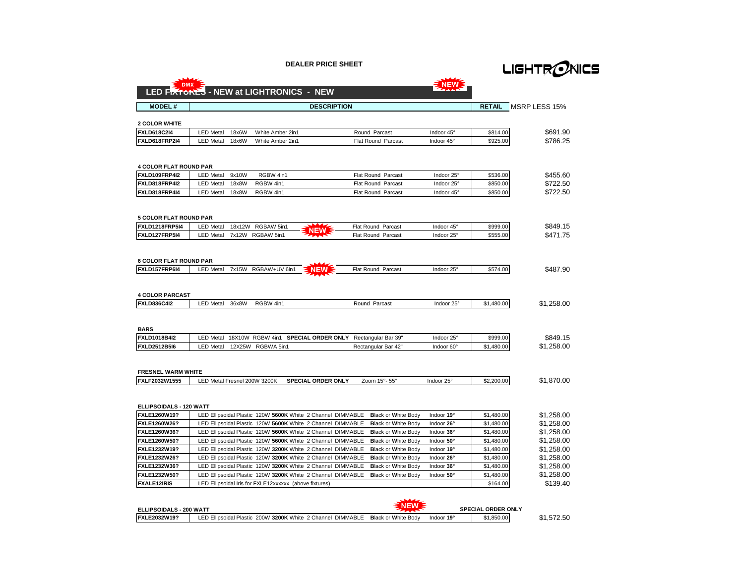# DEALER PRICE SHEET

LIGHTRONICS

## LED FIXTURES - NEW at LIGHTRONICS - NEW

| MODEL # | DESCRIPTION | | | | | RETAIL | MSRP LESS 15% |
|---|---|---|---|---|---|---|---|
| **2 COLOR WHITE** | | | | | | | |
| **FXLD618C2I4** | LED Metal | 18x6W | White Amber 2in1 | Round Parcast | Indoor 45° | $814.00 | $691.90 |
| **FXLD618FRP2I4** | LED Metal | 18x6W | White Amber 2in1 | Flat Round Parcast | Indoor 45° | $925.00 | $786.25 |
| **4 COLOR FLAT ROUND PAR** | | | | | | | |
| **FXLD109FRP4I2** | LED Metal | 9x10W | RGBW 4in1 | Flat Round Parcast | Indoor 25° | $536.00 | $455.60 |
| **FXLD818FRP4I2** | LED Metal | 18x8W | RGBW 4in1 | Flat Round Parcast | Indoor 25° | $850.00 | $722.50 |
| **FXLD818FRP4I4** | LED Metal | 18x8W | RGBW 4in1 | Flat Round Parcast | Indoor 45° | $850.00 | $722.50 |
| **5 COLOR FLAT ROUND PAR** | | | | | | | |
| **FXLD1218FRP5I4** | LED Metal | 18x12W | RGBAW 5in1 NEW | Flat Round Parcast | Indoor 45° | $999.00 | $849.15 |
| **FXLD127FRP5I4** | LED Metal | 7x12W | RGBAW 5in1 | Flat Round Parcast | Indoor 25° | $555.00 | $471.75 |
| **6 COLOR FLAT ROUND PAR** | | | | | | | |
| **FXLD157FRP6I4** | LED Metal | 7x15W | RGBAW+UV 6in1 NEW | Flat Round Parcast | Indoor 25° | $574.00 | $487.90 |
| **4 COLOR PARCAST** | | | | | | | |
| **FXLD836C4I2** | LED Metal | 36x8W | RGBW 4in1 | Round Parcast | Indoor 25° | $1,480.00 | $1,258.00 |
| **BARS** | | | | | | | |
| **FXLD1018B4I2** | LED Metal | 18X10W | RGBW 4in1 **SPECIAL ORDER ONLY** | Rectangular Bar 39" | Indoor 25° | $999.00 | $849.15 |
| **FXLD2512B5I6** | LED Metal | 12X25W | RGBWA 5in1 | Rectangular Bar 42" | Indoor 60° | $1,480.00 | $1,258.00 |
| **FRESNEL WARM WHITE** | | | | | | | |
| **FXLF2032W1555** | LED Metal Fresnel 200W 3200K | | **SPECIAL ORDER ONLY** | Zoom 15°- 55° | Indoor 25° | $2,200.00 | $1,870.00 |
| **ELLIPSOIDALS - 120 WATT** | | | | | | | |
| **FXLE1260W19?** | LED Ellipsoidal Plastic | 120W **5600K** White | 2 Channel DIMMABLE | **B**lack or **W**hite Body | Indoor **19°** | $1,480.00 | $1,258.00 |
| **FXLE1260W26?** | LED Ellipsoidal Plastic | 120W **5600K** White | 2 Channel DIMMABLE | **B**lack or **W**hite Body | Indoor **26°** | $1,480.00 | $1,258.00 |
| **FXLE1260W36?** | LED Ellipsoidal Plastic | 120W **5600K** White | 2 Channel DIMMABLE | **B**lack or **W**hite Body | Indoor **36°** | $1,480.00 | $1,258.00 |
| **FXLE1260W50?** | LED Ellipsoidal Plastic | 120W **5600K** White | 2 Channel DIMMABLE | **B**lack or **W**hite Body | Indoor **50°** | $1,480.00 | $1,258.00 |
| **FXLE1232W19?** | LED Ellipsoidal Plastic | 120W **3200K** White | 2 Channel DIMMABLE | **B**lack or **W**hite Body | Indoor **19°** | $1,480.00 | $1,258.00 |
| **FXLE1232W26?** | LED Ellipsoidal Plastic | 120W **3200K** White | 2 Channel DIMMABLE | **B**lack or **W**hite Body | Indoor **26°** | $1,480.00 | $1,258.00 |
| **FXLE1232W36?** | LED Ellipsoidal Plastic | 120W **3200K** White | 2 Channel DIMMABLE | **B**lack or **W**hite Body | Indoor **36°** | $1,480.00 | $1,258.00 |
| **FXLE1232W50?** | LED Ellipsoidal Plastic | 120W **3200K** White | 2 Channel DIMMABLE | **B**lack or **W**hite Body | Indoor **50°** | $1,480.00 | $1,258.00 |
| **FXALE12IRIS** | LED Ellipsoidal Iris for FXLE12xxxxxx (above fixtures) | | | | | $164.00 | $139.40 |
| **ELLIPSOIDALS - 200 WATT** | | | | NEW | **SPECIAL ORDER ONLY** | | |
| **FXLE2032W19?** | LED Ellipsoidal Plastic | 200W **3200K** White | 2 Channel DIMMABLE | **B**lack or **W**hite Body | Indoor **19°** | $1,850.00 | $1,572.50 |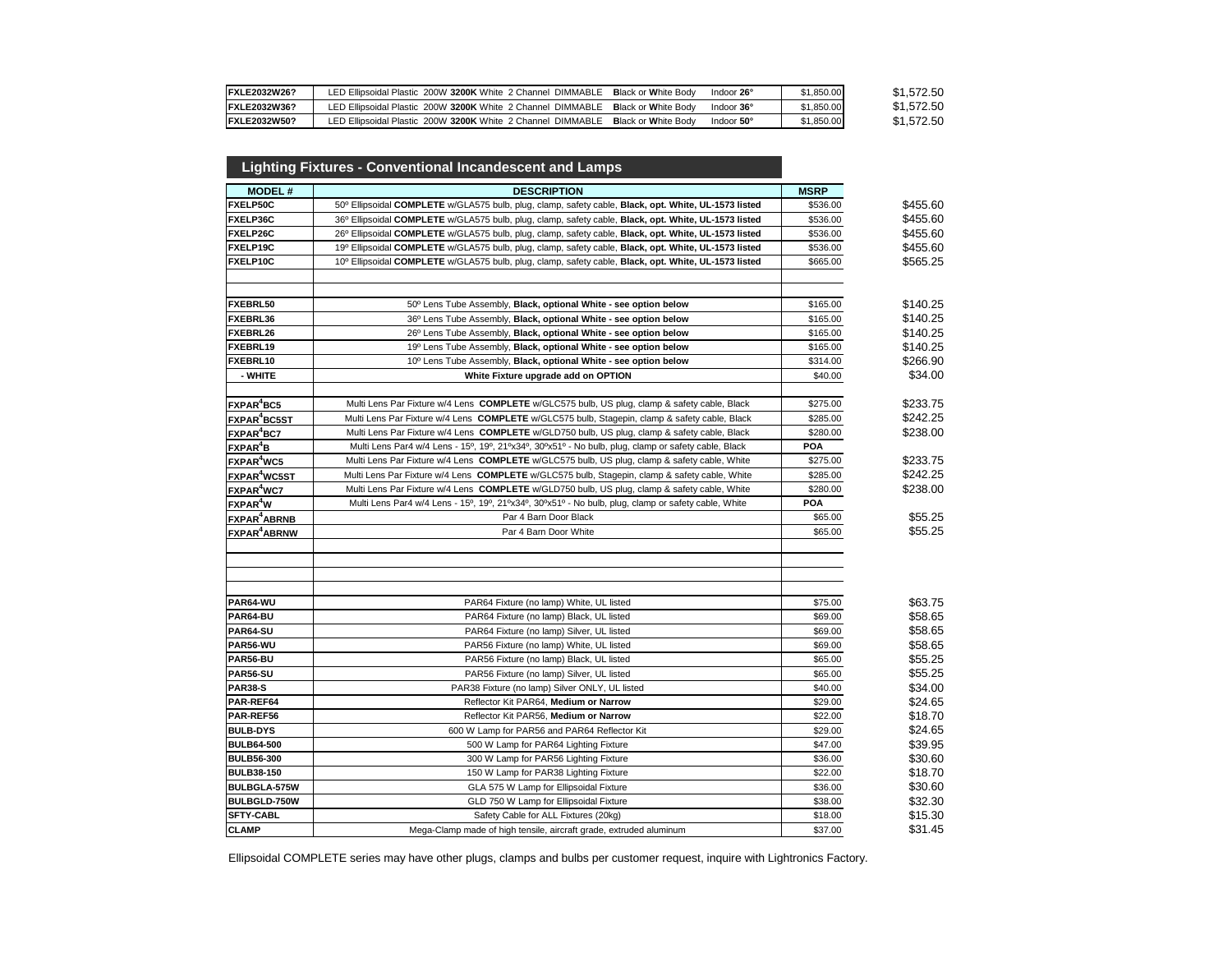| | | | |
|---|---|---|---|
| **FXLE2032W26?** | LED Ellipsoidal Plastic 200W **3200K** White 2 Channel DIMMABLE **B**lack or **W**hite Body Indoor **26°** | $1,850.00 | $1,572.50 |
| **FXLE2032W36?** | LED Ellipsoidal Plastic 200W **3200K** White 2 Channel DIMMABLE **B**lack or **W**hite Body Indoor **36°** | $1,850.00 | $1,572.50 |
| **FXLE2032W50?** | LED Ellipsoidal Plastic 200W **3200K** White 2 Channel DIMMABLE **B**lack or **W**hite Body Indoor **50°** | $1,850.00 | $1,572.50 |

## Lighting Fixtures - Conventional Incandescent and Lamps

| MODEL # | DESCRIPTION | MSRP | |
|---|---|---|---|
| **FXELP50C** | 50º Ellipsoidal **COMPLETE** w/GLA575 bulb, plug, clamp, safety cable, **Black, opt. White, UL-1573 listed** | $536.00 | $455.60 |
| **FXELP36C** | 36º Ellipsoidal **COMPLETE** w/GLA575 bulb, plug, clamp, safety cable, **Black, opt. White, UL-1573 listed** | $536.00 | $455.60 |
| **FXELP26C** | 26º Ellipsoidal **COMPLETE** w/GLA575 bulb, plug, clamp, safety cable, **Black, opt. White, UL-1573 listed** | $536.00 | $455.60 |
| **FXELP19C** | 19º Ellipsoidal **COMPLETE** w/GLA575 bulb, plug, clamp, safety cable, **Black, opt. White, UL-1573 listed** | $536.00 | $455.60 |
| **FXELP10C** | 10º Ellipsoidal **COMPLETE** w/GLA575 bulb, plug, clamp, safety cable, **Black, opt. White, UL-1573 listed** | $665.00 | $565.25 |
| | | | |
| | | | |
| **FXEBRL50** | 50º Lens Tube Assembly, **Black, optional White - see option below** | $165.00 | $140.25 |
| **FXEBRL36** | 36º Lens Tube Assembly, **Black, optional White - see option below** | $165.00 | $140.25 |
| **FXEBRL26** | 26º Lens Tube Assembly, **Black, optional White - see option below** | $165.00 | $140.25 |
| **FXEBRL19** | 19º Lens Tube Assembly, **Black, optional White - see option below** | $165.00 | $140.25 |
| **FXEBRL10** | 10º Lens Tube Assembly, **Black, optional White - see option below** | $314.00 | $266.90 |
| **- WHITE** | **White Fixture upgrade add on OPTION** | $40.00 | $34.00 |
| | | | |
| **FXPAR$^4$BC5** | Multi Lens Par Fixture w/4 Lens **COMPLETE** w/GLC575 bulb, US plug, clamp & safety cable, Black | $275.00 | $233.75 |
| **FXPAR$^4$BC5ST** | Multi Lens Par Fixture w/4 Lens **COMPLETE** w/GLC575 bulb, Stagepin, clamp & safety cable, Black | $285.00 | $242.25 |
| **FXPAR$^4$BC7** | Multi Lens Par Fixture w/4 Lens **COMPLETE** w/GLD750 bulb, US plug, clamp & safety cable, Black | $280.00 | $238.00 |
| **FXPAR$^4$B** | Multi Lens Par4 w/4 Lens - 15º, 19º, 21ºx34º, 30ºx51º - No bulb, plug, clamp or safety cable, Black | **POA** | |
| **FXPAR$^4$WC5** | Multi Lens Par Fixture w/4 Lens **COMPLETE** w/GLC575 bulb, US plug, clamp & safety cable, White | $275.00 | $233.75 |
| **FXPAR$^4$WC5ST** | Multi Lens Par Fixture w/4 Lens **COMPLETE** w/GLC575 bulb, Stagepin, clamp & safety cable, White | $285.00 | $242.25 |
| **FXPAR$^4$WC7** | Multi Lens Par Fixture w/4 Lens **COMPLETE** w/GLD750 bulb, US plug, clamp & safety cable, White | $280.00 | $238.00 |
| **FXPAR$^4$W** | Multi Lens Par4 w/4 Lens - 15º, 19º, 21ºx34º, 30ºx51º - No bulb, plug, clamp or safety cable, White | **POA** | |
| **FXPAR$^4$ABRNB** | Par 4 Barn Door Black | $65.00 | $55.25 |
| **FXPAR$^4$ABRNW** | Par 4 Barn Door White | $65.00 | $55.25 |
| | | | |
| | | | |
| | | | |
| | | | |
| **PAR64-WU** | PAR64 Fixture (no lamp) White, UL listed | $75.00 | $63.75 |
| **PAR64-BU** | PAR64 Fixture (no lamp) Black, UL listed | $69.00 | $58.65 |
| **PAR64-SU** | PAR64 Fixture (no lamp) Silver, UL listed | $69.00 | $58.65 |
| **PAR56-WU** | PAR56 Fixture (no lamp) White, UL listed | $69.00 | $58.65 |
| **PAR56-BU** | PAR56 Fixture (no lamp) Black, UL listed | $65.00 | $55.25 |
| **PAR56-SU** | PAR56 Fixture (no lamp) Silver, UL listed | $65.00 | $55.25 |
| **PAR38-S** | PAR38 Fixture (no lamp) Silver ONLY, UL listed | $40.00 | $34.00 |
| **PAR-REF64** | Reflector Kit PAR64, **Medium or Narrow** | $29.00 | $24.65 |
| **PAR-REF56** | Reflector Kit PAR56, **Medium or Narrow** | $22.00 | $18.70 |
| **BULB-DYS** | 600 W Lamp for PAR56 and PAR64 Reflector Kit | $29.00 | $24.65 |
| **BULB64-500** | 500 W Lamp for PAR64 Lighting Fixture | $47.00 | $39.95 |
| **BULB56-300** | 300 W Lamp for PAR56 Lighting Fixture | $36.00 | $30.60 |
| **BULB38-150** | 150 W Lamp for PAR38 Lighting Fixture | $22.00 | $18.70 |
| **BULBGLA-575W** | GLA 575 W Lamp for Ellipsoidal Fixture | $36.00 | $30.60 |
| **BULBGLD-750W** | GLD 750 W Lamp for Ellipsoidal Fixture | $38.00 | $32.30 |
| **SFTY-CABL** | Safety Cable for ALL Fixtures (20kg) | $18.00 | $15.30 |
| **CLAMP** | Mega-Clamp made of high tensile, aircraft grade, extruded aluminum | $37.00 | $31.45 |

Ellipsoidal COMPLETE series may have other plugs, clamps and bulbs per customer request, inquire with Lightronics Factory.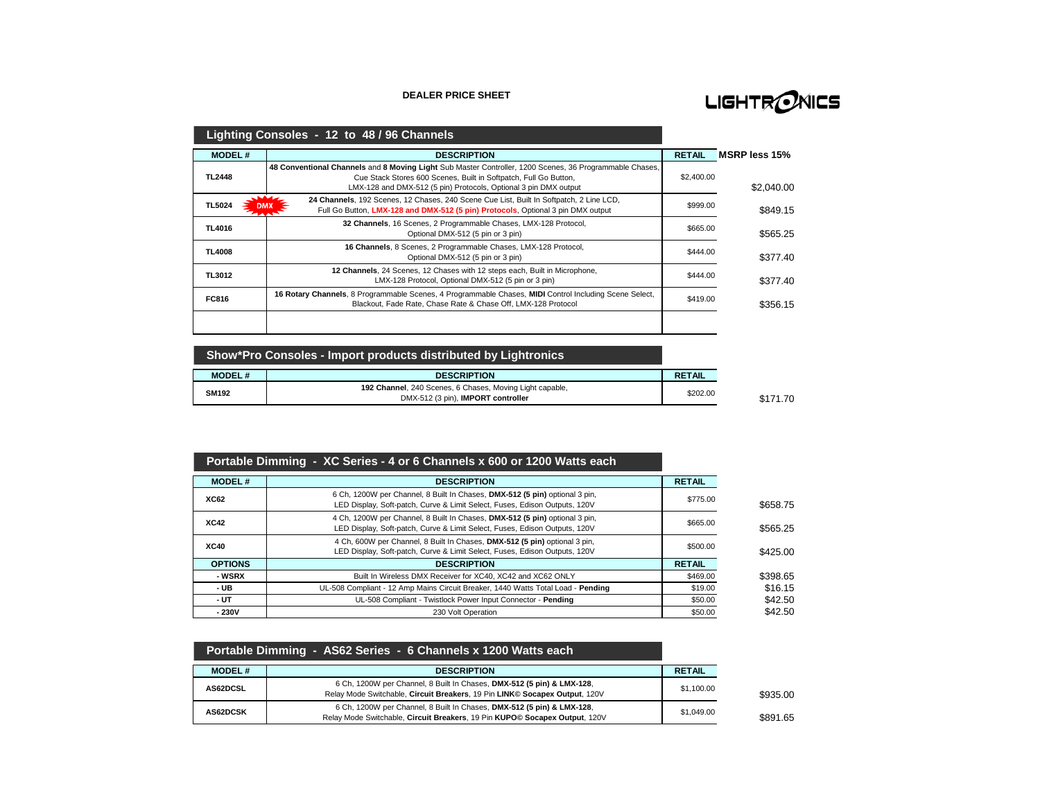**DEALER PRICE SHEET**

LIGHTRONICS

## Lighting Consoles - 12 to 48 / 96 Channels

| MODEL # | DESCRIPTION | RETAIL | MSRP less 15% |
|---|---|---|---|
| TL2448 | **48 Conventional Channels** and **8 Moving Light** Sub Master Controller, 1200 Scenes, 36 Programmable Chases, Cue Stack Stores 600 Scenes, Built in Softpatch, Full Go Button, LMX-128 and DMX-512 (5 pin) Protocols, Optional 3 pin DMX output | $2,400.00 | $2,040.00 |
| TL5024 DMX | **24 Channels**, 192 Scenes, 12 Chases, 240 Scene Cue List, Built In Softpatch, 2 Line LCD, Full Go Button, **LMX-128 and DMX-512 (5 pin) Protocols**, Optional 3 pin DMX output | $999.00 | $849.15 |
| TL4016 | **32 Channels**, 16 Scenes, 2 Programmable Chases, LMX-128 Protocol, Optional DMX-512 (5 pin or 3 pin) | $665.00 | $565.25 |
| TL4008 | **16 Channels**, 8 Scenes, 2 Programmable Chases, LMX-128 Protocol, Optional DMX-512 (5 pin or 3 pin) | $444.00 | $377.40 |
| TL3012 | **12 Channels**, 24 Scenes, 12 Chases with 12 steps each, Built in Microphone, LMX-128 Protocol, Optional DMX-512 (5 pin or 3 pin) | $444.00 | $377.40 |
| FC816 | **16 Rotary Channels**, 8 Programmable Scenes, 4 Programmable Chases, **MIDI** Control Including Scene Select, Blackout, Fade Rate, Chase Rate & Chase Off, LMX-128 Protocol | $419.00 | $356.15 |
| | | | |

## Show*Pro Consoles - Import products distributed by Lightronics

| MODEL # | DESCRIPTION | RETAIL | |
|---|---|---|---|
| SM192 | **192 Channel**, 240 Scenes, 6 Chases, Moving Light capable, DMX-512 (3 pin), **IMPORT controller** | $202.00 | $171.70 |

## Portable Dimming - XC Series - 4 or 6 Channels x 600 or 1200 Watts each

| MODEL # | DESCRIPTION | RETAIL | |
|---|---|---|---|
| XC62 | 6 Ch, 1200W per Channel, 8 Built In Chases, **DMX-512 (5 pin)** optional 3 pin, LED Display, Soft-patch, Curve & Limit Select, Fuses, Edison Outputs, 120V | $775.00 | $658.75 |
| XC42 | 4 Ch, 1200W per Channel, 8 Built In Chases, **DMX-512 (5 pin)** optional 3 pin, LED Display, Soft-patch, Curve & Limit Select, Fuses, Edison Outputs, 120V | $665.00 | $565.25 |
| XC40 | 4 Ch, 600W per Channel, 8 Built In Chases, **DMX-512 (5 pin)** optional 3 pin, LED Display, Soft-patch, Curve & Limit Select, Fuses, Edison Outputs, 120V | $500.00 | $425.00 |
| **OPTIONS** | **DESCRIPTION** | **RETAIL** | |
| - WSRX | Built In Wireless DMX Receiver for XC40, XC42 and XC62 ONLY | $469.00 | $398.65 |
| - UB | UL-508 Compliant - 12 Amp Mains Circuit Breaker, 1440 Watts Total Load - **Pending** | $19.00 | $16.15 |
| - UT | UL-508 Compliant - Twistlock Power Input Connector - **Pending** | $50.00 | $42.50 |
| - 230V | 230 Volt Operation | $50.00 | $42.50 |

## Portable Dimming - AS62 Series - 6 Channels x 1200 Watts each

| MODEL # | DESCRIPTION | RETAIL | |
|---|---|---|---|
| AS62DCSL | 6 Ch, 1200W per Channel, 8 Built In Chases, **DMX-512 (5 pin) & LMX-128**, Relay Mode Switchable, **Circuit Breakers**, 19 Pin **LINK© Socapex Output**, 120V | $1,100.00 | $935.00 |
| AS62DCSK | 6 Ch, 1200W per Channel, 8 Built In Chases, **DMX-512 (5 pin) & LMX-128**, Relay Mode Switchable, **Circuit Breakers**, 19 Pin **KUPO© Socapex Output**, 120V | $1,049.00 | $891.65 |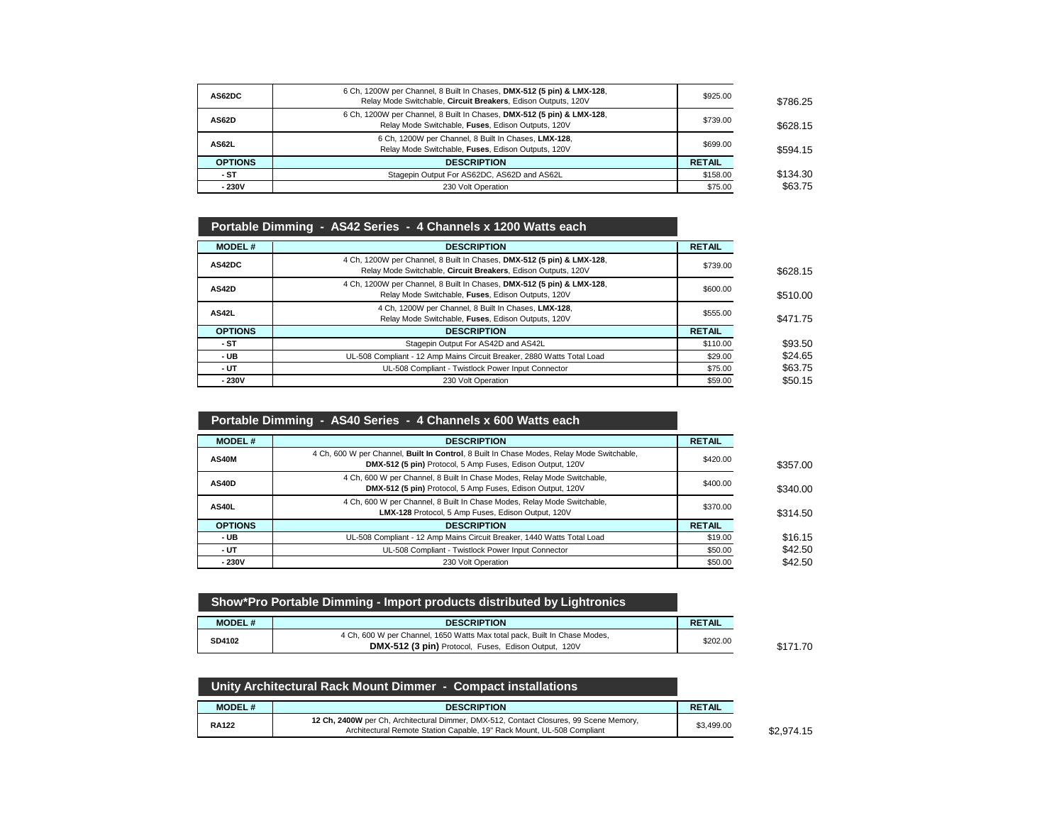| | | | |
|---|---|---|---|
| **AS62DC** | 6 Ch, 1200W per Channel, 8 Built In Chases, **DMX-512 (5 pin) & LMX-128**, Relay Mode Switchable, **Circuit Breakers**, Edison Outputs, 120V | $925.00 | $786.25 |
| **AS62D** | 6 Ch, 1200W per Channel, 8 Built In Chases, **DMX-512 (5 pin) & LMX-128**, Relay Mode Switchable, **Fuses**, Edison Outputs, 120V | $739.00 | $628.15 |
| **AS62L** | 6 Ch, 1200W per Channel, 8 Built In Chases, **LMX-128**, Relay Mode Switchable, **Fuses**, Edison Outputs, 120V | $699.00 | $594.15 |
| **OPTIONS** | **DESCRIPTION** | **RETAIL** | |
| **- ST** | Stagepin Output For AS62DC, AS62D and AS62L | $158.00 | $134.30 |
| **- 230V** | 230 Volt Operation | $75.00 | $63.75 |

## Portable Dimming - AS42 Series - 4 Channels x 1200 Watts each

| MODEL # | DESCRIPTION | RETAIL | |
|---|---|---|---|
| **AS42DC** | 4 Ch, 1200W per Channel, 8 Built In Chases, **DMX-512 (5 pin) & LMX-128**, Relay Mode Switchable, **Circuit Breakers**, Edison Outputs, 120V | $739.00 | $628.15 |
| **AS42D** | 4 Ch, 1200W per Channel, 8 Built In Chases, **DMX-512 (5 pin) & LMX-128**, Relay Mode Switchable, **Fuses**, Edison Outputs, 120V | $600.00 | $510.00 |
| **AS42L** | 4 Ch, 1200W per Channel, 8 Built In Chases, **LMX-128**, Relay Mode Switchable, **Fuses**, Edison Outputs, 120V | $555.00 | $471.75 |
| **OPTIONS** | **DESCRIPTION** | **RETAIL** | |
| **- ST** | Stagepin Output For AS42D and AS42L | $110.00 | $93.50 |
| **- UB** | UL-508 Compliant - 12 Amp Mains Circuit Breaker, 2880 Watts Total Load | $29.00 | $24.65 |
| **- UT** | UL-508 Compliant - Twistlock Power Input Connector | $75.00 | $63.75 |
| **- 230V** | 230 Volt Operation | $59.00 | $50.15 |

## Portable Dimming - AS40 Series - 4 Channels x 600 Watts each

| MODEL # | DESCRIPTION | RETAIL | |
|---|---|---|---|
| **AS40M** | 4 Ch, 600 W per Channel, **Built In Control**, 8 Built In Chase Modes, Relay Mode Switchable, **DMX-512 (5 pin)** Protocol, 5 Amp Fuses, Edison Output, 120V | $420.00 | $357.00 |
| **AS40D** | 4 Ch, 600 W per Channel, 8 Built In Chase Modes, Relay Mode Switchable, **DMX-512 (5 pin)** Protocol, 5 Amp Fuses, Edison Output, 120V | $400.00 | $340.00 |
| **AS40L** | 4 Ch, 600 W per Channel, 8 Built In Chase Modes, Relay Mode Switchable, **LMX-128** Protocol, 5 Amp Fuses, Edison Output, 120V | $370.00 | $314.50 |
| **OPTIONS** | **DESCRIPTION** | **RETAIL** | |
| **- UB** | UL-508 Compliant - 12 Amp Mains Circuit Breaker, 1440 Watts Total Load | $19.00 | $16.15 |
| **- UT** | UL-508 Compliant - Twistlock Power Input Connector | $50.00 | $42.50 |
| **- 230V** | 230 Volt Operation | $50.00 | $42.50 |

## Show*Pro Portable Dimming - Import products distributed by Lightronics

| MODEL # | DESCRIPTION | RETAIL | |
|---|---|---|---|
| **SD4102** | 4 Ch, 600 W per Channel, 1650 Watts Max total pack, Built In Chase Modes, **DMX-512 (3 pin)** Protocol, Fuses, Edison Output, 120V | $202.00 | $171.70 |

## Unity Architectural Rack Mount Dimmer - Compact installations

| MODEL # | DESCRIPTION | RETAIL | |
|---|---|---|---|
| **RA122** | **12 Ch, 2400W** per Ch, Architectural Dimmer, DMX-512, Contact Closures, 99 Scene Memory, Architectural Remote Station Capable, 19" Rack Mount, UL-508 Compliant | $3,499.00 | $2,974.15 |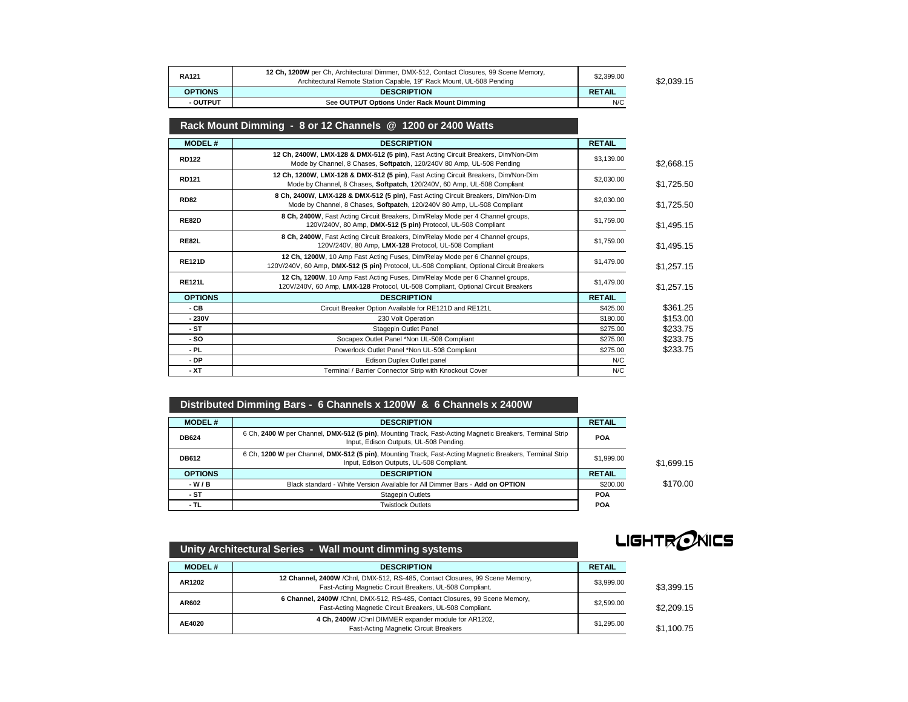| | | | |
|---|---|---|---|
| **RA121** | **12 Ch, 1200W** per Ch, Architectural Dimmer, DMX-512, Contact Closures, 99 Scene Memory, Architectural Remote Station Capable, 19" Rack Mount, UL-508 Pending | $2,399.00 | $2,039.15 |
| **OPTIONS** | **DESCRIPTION** | **RETAIL** | |
| **- OUTPUT** | See **OUTPUT Options** Under **Rack Mount Dimming** | N/C | |

## Rack Mount Dimming - 8 or 12 Channels @ 1200 or 2400 Watts

| MODEL # | DESCRIPTION | RETAIL | |
|---|---|---|---|
| **RD122** | **12 Ch, 2400W**, **LMX-128 & DMX-512 (5 pin)**, Fast Acting Circuit Breakers, Dim/Non-Dim Mode by Channel, 8 Chases, **Softpatch**, 120/240V 80 Amp, UL-508 Pending | $3,139.00 | $2,668.15 |
| **RD121** | **12 Ch, 1200W**, **LMX-128 & DMX-512 (5 pin)**, Fast Acting Circuit Breakers, Dim/Non-Dim Mode by Channel, 8 Chases, **Softpatch**, 120/240V, 60 Amp, UL-508 Compliant | $2,030.00 | $1,725.50 |
| **RD82** | **8 Ch, 2400W**, **LMX-128 & DMX-512 (5 pin)**, Fast Acting Circuit Breakers, Dim/Non-Dim Mode by Channel, 8 Chases, **Softpatch**, 120/240V 80 Amp, UL-508 Compliant | $2,030.00 | $1,725.50 |
| **RE82D** | **8 Ch, 2400W**, Fast Acting Circuit Breakers, Dim/Relay Mode per 4 Channel groups, 120V/240V, 80 Amp, **DMX-512 (5 pin)** Protocol, UL-508 Compliant | $1,759.00 | $1,495.15 |
| **RE82L** | **8 Ch, 2400W**, Fast Acting Circuit Breakers, Dim/Relay Mode per 4 Channel groups, 120V/240V, 80 Amp, **LMX-128** Protocol, UL-508 Compliant | $1,759.00 | $1,495.15 |
| **RE121D** | **12 Ch, 1200W**, 10 Amp Fast Acting Fuses, Dim/Relay Mode per 6 Channel groups, 120V/240V, 60 Amp, **DMX-512 (5 pin)** Protocol, UL-508 Compliant, Optional Circuit Breakers | $1,479.00 | $1,257.15 |
| **RE121L** | **12 Ch, 1200W**, 10 Amp Fast Acting Fuses, Dim/Relay Mode per 6 Channel groups, 120V/240V, 60 Amp, **LMX-128** Protocol, UL-508 Compliant, Optional Circuit Breakers | $1,479.00 | $1,257.15 |
| **OPTIONS** | **DESCRIPTION** | **RETAIL** | |
| **- CB** | Circuit Breaker Option Available for RE121D and RE121L | $425.00 | $361.25 |
| **- 230V** | 230 Volt Operation | $180.00 | $153.00 |
| **- ST** | Stagepin Outlet Panel | $275.00 | $233.75 |
| **- SO** | Socapex Outlet Panel *Non UL-508 Compliant | $275.00 | $233.75 |
| **- PL** | Powerlock Outlet Panel *Non UL-508 Compliant | $275.00 | $233.75 |
| **- DP** | Edison Duplex Outlet panel | N/C | |
| **- XT** | Terminal / Barrier Connector Strip with Knockout Cover | N/C | |

## Distributed Dimming Bars - 6 Channels x 1200W & 6 Channels x 2400W

| MODEL # | DESCRIPTION | RETAIL | |
|---|---|---|---|
| **DB624** | 6 Ch, **2400 W** per Channel, **DMX-512 (5 pin)**, Mounting Track, Fast-Acting Magnetic Breakers, Terminal Strip Input, Edison Outputs, UL-508 Pending. | **POA** | |
| **DB612** | 6 Ch, **1200 W** per Channel, **DMX-512 (5 pin)**, Mounting Track, Fast-Acting Magnetic Breakers, Terminal Strip Input, Edison Outputs, UL-508 Compliant. | $1,999.00 | $1,699.15 |
| **OPTIONS** | **DESCRIPTION** | **RETAIL** | |
| **- W / B** | Black standard - White Version Available for All Dimmer Bars - **Add on OPTION** | $200.00 | $170.00 |
| **- ST** | Stagepin Outlets | **POA** | |
| **- TL** | Twistlock Outlets | **POA** | |

LIGHTRONICS

## Unity Architectural Series - Wall mount dimming systems

| MODEL # | DESCRIPTION | RETAIL | |
|---|---|---|---|
| **AR1202** | **12 Channel, 2400W** /Chnl, DMX-512, RS-485, Contact Closures, 99 Scene Memory, Fast-Acting Magnetic Circuit Breakers, UL-508 Compliant. | $3,999.00 | $3,399.15 |
| **AR602** | **6 Channel, 2400W** /Chnl, DMX-512, RS-485, Contact Closures, 99 Scene Memory, Fast-Acting Magnetic Circuit Breakers, UL-508 Compliant. | $2,599.00 | $2,209.15 |
| **AE4020** | **4 Ch, 2400W** /Chnl DIMMER expander module for AR1202, Fast-Acting Magnetic Circuit Breakers | $1,295.00 | $1,100.75 |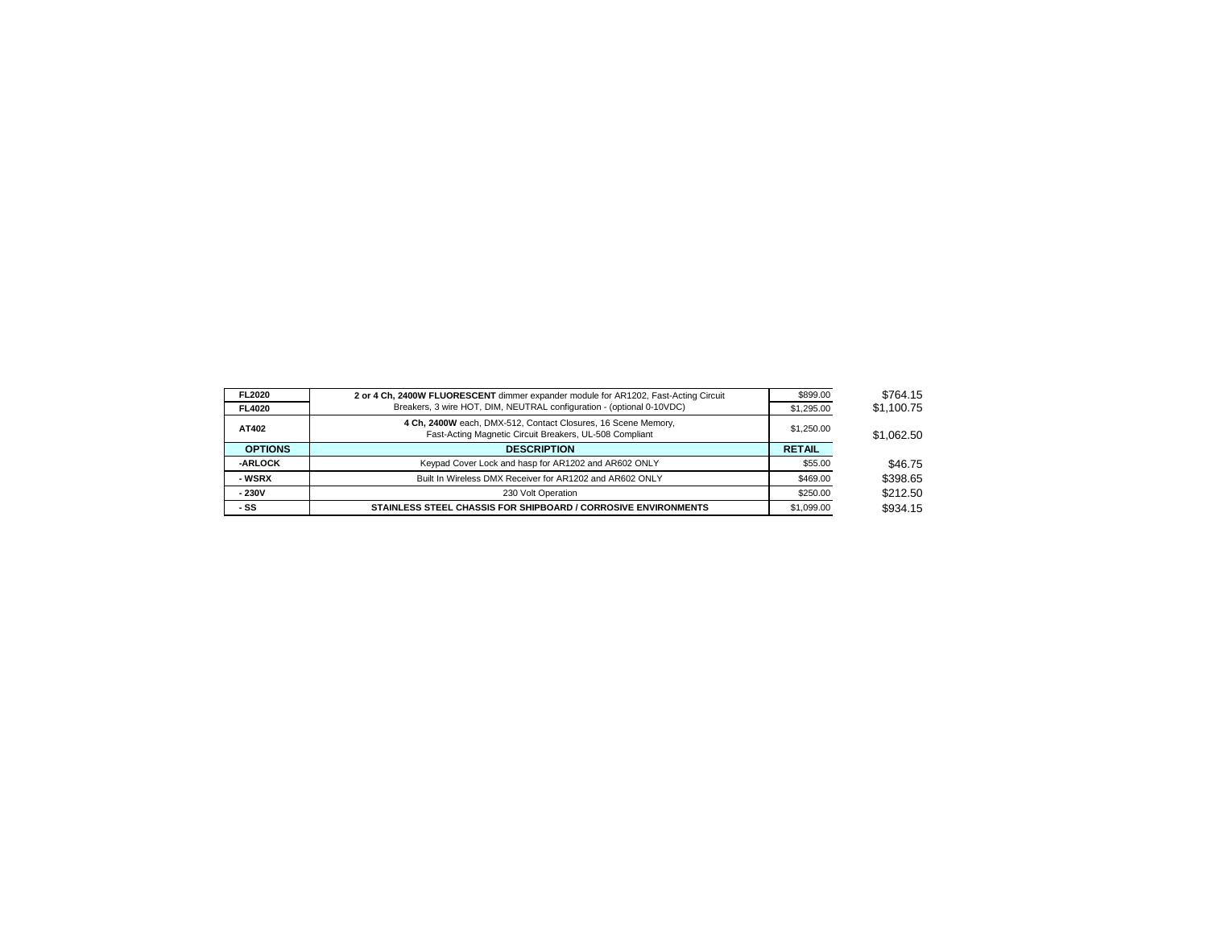| | | | |
|---|---|---|---|
| **FL2020** | **2 or 4 Ch, 2400W FLUORESCENT** dimmer expander module for AR1202, Fast-Acting Circuit Breakers, 3 wire HOT, DIM, NEUTRAL configuration - (optional 0-10VDC) | $899.00 | $764.15 |
| **FL4020** | | $1,295.00 | $1,100.75 |
| **AT402** | **4 Ch, 2400W** each, DMX-512, Contact Closures, 16 Scene Memory, Fast-Acting Magnetic Circuit Breakers, UL-508 Compliant | $1,250.00 | $1,062.50 |
| **OPTIONS** | **DESCRIPTION** | **RETAIL** | |
| **-ARLOCK** | Keypad Cover Lock and hasp for AR1202 and AR602 ONLY | $55.00 | $46.75 |
| **- WSRX** | Built In Wireless DMX Receiver for AR1202 and AR602 ONLY | $469.00 | $398.65 |
| **- 230V** | 230 Volt Operation | $250.00 | $212.50 |
| **- SS** | **STAINLESS STEEL CHASSIS FOR SHIPBOARD / CORROSIVE ENVIRONMENTS** | $1,099.00 | $934.15 |